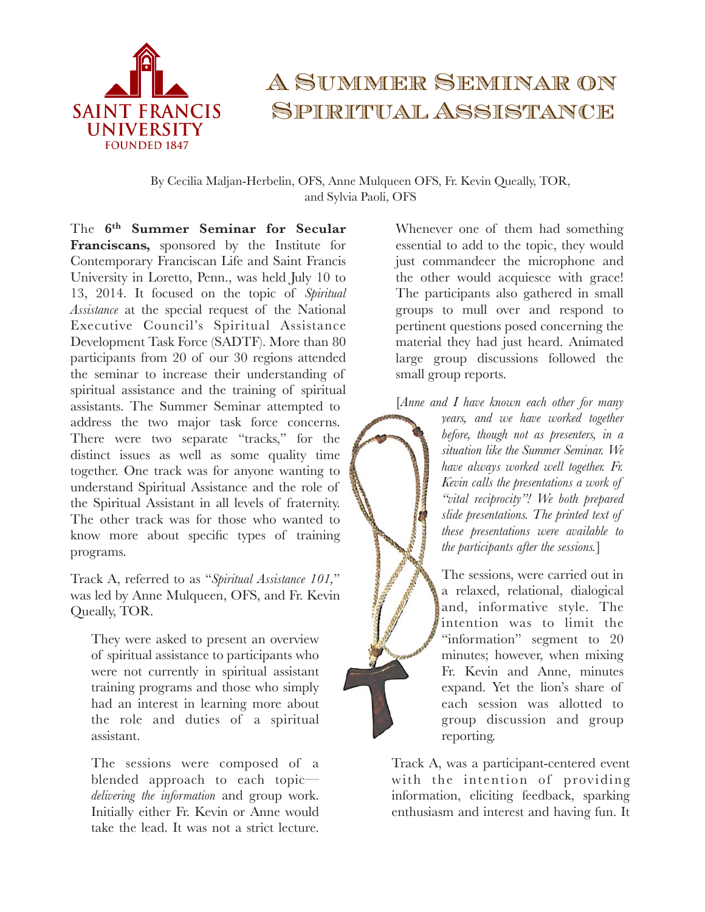# A Summer Seminar on Spiritual Assistance

By Cecilia Maljan-Herbelin, OFS, Anne Mulqueen OFS, Fr. Kevin Queally, TOR, and Sylvia Paoli, OFS

The **6th Summer Seminar for Secular Franciscans,** sponsored by the Institute for Contemporary Franciscan Life and Saint Francis University in Loretto, Penn., was held July 10 to 13, 2014. It focused on the topic of *Spiritual Assistance* at the special request of the National Executive Council's Spiritual Assistance Development Task Force (SADTF). More than 80 participants from 20 of our 30 regions attended the seminar to increase their understanding of spiritual assistance and the training of spiritual assistants. The Summer Seminar attempted to address the two major task force concerns. There were two separate "tracks," for the distinct issues as well as some quality time together. One track was for anyone wanting to understand Spiritual Assistance and the role of the Spiritual Assistant in all levels of fraternity. The other track was for those who wanted to know more about specific types of training programs.

Track A, referred to as "*Spiritual Assistance 101,*" was led by Anne Mulqueen, OFS, and Fr. Kevin Queally, TOR.

They were asked to present an overview of spiritual assistance to participants who were not currently in spiritual assistant training programs and those who simply had an interest in learning more about the role and duties of a spiritual assistant.

The sessions were composed of a blended approach to each topic—*delivering the information* and group work. Initially either Fr. Kevin or Anne would take the lead. It was not a strict lecture. Whenever one of them had something essential to add to the topic, they would just commandeer the microphone and the other would acquiesce with grace! The participants also gathered in small groups to mull over and respond to pertinent questions posed concerning the material they had just heard. Animated large group discussions followed the small group reports.

[*Anne and I have known each other for many years, and we have worked together before, though not as presenters, in a situation like the Summer Seminar. We have always worked well together. Fr. Kevin calls the presentations a work of "vital reciprocity"! We both prepared slide presentations. The printed text of these presentations were available to the participants after the sessions.*]

The sessions, were carried out in a relaxed, relational, dialogical and, informative style. The intention was to limit the "information" segment to 20 minutes; however, when mixing Fr. Kevin and Anne, minutes expand. Yet the lion's share of each session was allotted to group discussion and group reporting.

Track A, was a participant-centered event with the intention of providing information, eliciting feedback, sparking enthusiasm and interest and having fun. It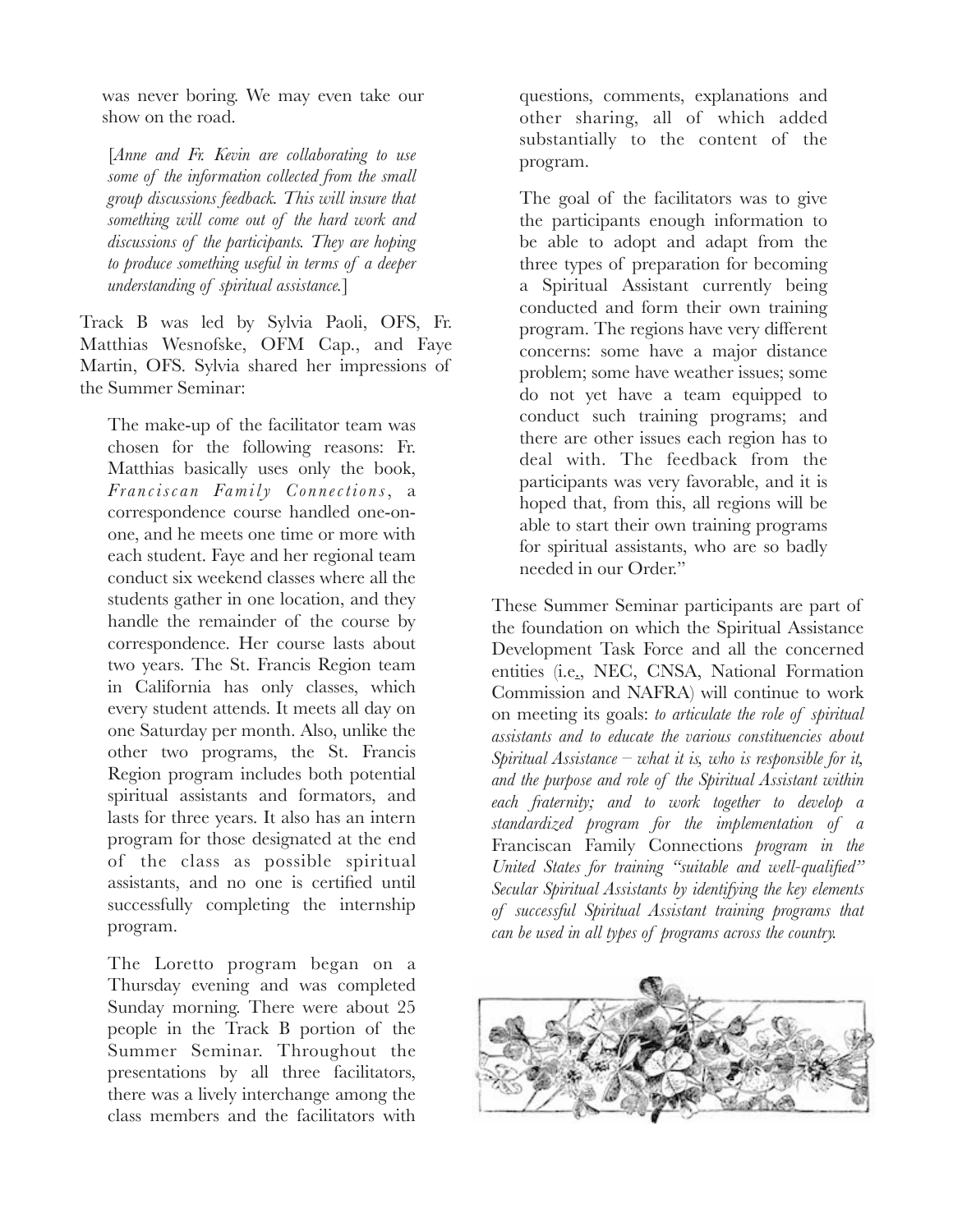was never boring. We may even take our show on the road.

[*Anne and Fr. Kevin are collaborating to use some of the information collected from the small group discussions feedback. This will insure that something will come out of the hard work and discussions of the participants. They are hoping to produce something useful in terms of a deeper understanding of spiritual assistance.*]

Track B was led by Sylvia Paoli, OFS, Fr. Matthias Wesnofske, OFM Cap., and Faye Martin, OFS. Sylvia shared her impressions of the Summer Seminar:

The make-up of the facilitator team was chosen for the following reasons: Fr. Matthias basically uses only the book, *Franciscan Family Connections*, a correspondence course handled one-on-one, and he meets one time or more with each student. Faye and her regional team conduct six weekend classes where all the students gather in one location, and they handle the remainder of the course by correspondence. Her course lasts about two years. The St. Francis Region team in California has only classes, which every student attends. It meets all day on one Saturday per month. Also, unlike the other two programs, the St. Francis Region program includes both potential spiritual assistants and formators, and lasts for three years. It also has an intern program for those designated at the end of the class as possible spiritual assistants, and no one is certified until successfully completing the internship program.

The Loretto program began on a Thursday evening and was completed Sunday morning. There were about 25 people in the Track B portion of the Summer Seminar. Throughout the presentations by all three facilitators, there was a lively interchange among the class members and the facilitators with questions, comments, explanations and other sharing, all of which added substantially to the content of the program.

The goal of the facilitators was to give the participants enough information to be able to adopt and adapt from the three types of preparation for becoming a Spiritual Assistant currently being conducted and form their own training program. The regions have very different concerns: some have a major distance problem; some have weather issues; some do not yet have a team equipped to conduct such training programs; and there are other issues each region has to deal with. The feedback from the participants was very favorable, and it is hoped that, from this, all regions will be able to start their own training programs for spiritual assistants, who are so badly needed in our Order."

These Summer Seminar participants are part of the foundation on which the Spiritual Assistance Development Task Force and all the concerned entities (i.e., NEC, CNSA, National Formation Commission and NAFRA) will continue to work on meeting its goals: *to articulate the role of spiritual assistants and to educate the various constituencies about Spiritual Assistance – what it is, who is responsible for it, and the purpose and role of the Spiritual Assistant within each fraternity; and to work together to develop a standardized program for the implementation of a* Franciscan Family Connections *program in the United States for training "suitable and well-qualified" Secular Spiritual Assistants by identifying the key elements of successful Spiritual Assistant training programs that can be used in all types of programs across the country.*